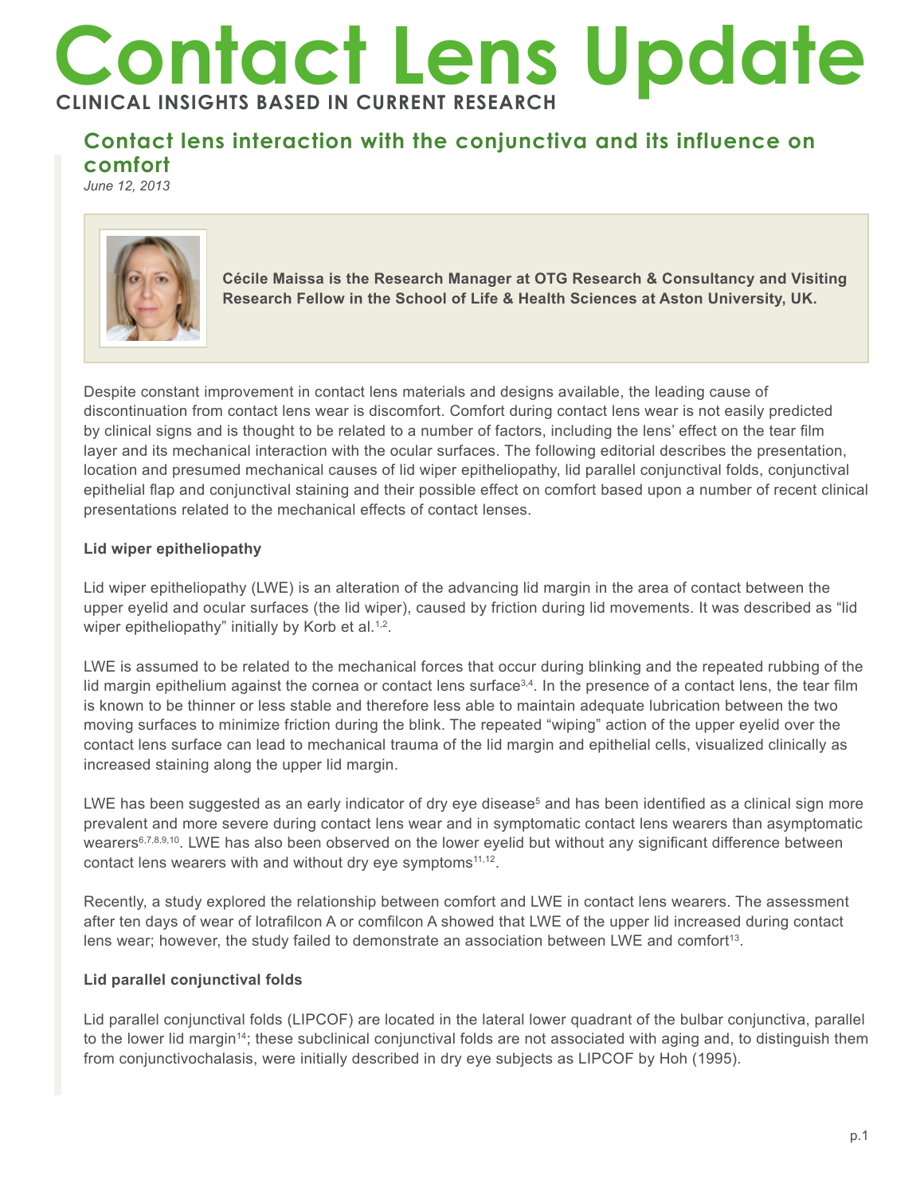# Contact Lens Update

**CLINICAL INSIGHTS BASED IN CURRENT RESEARCH**

## Contact lens interaction with the conjunctiva and its influence on comfort

*June 12, 2013*

**Cécile Maissa is the Research Manager at OTG Research & Consultancy and Visiting Research Fellow in the School of Life & Health Sciences at Aston University, UK.**

Despite constant improvement in contact lens materials and designs available, the leading cause of discontinuation from contact lens wear is discomfort. Comfort during contact lens wear is not easily predicted by clinical signs and is thought to be related to a number of factors, including the lens' effect on the tear film layer and its mechanical interaction with the ocular surfaces. The following editorial describes the presentation, location and presumed mechanical causes of lid wiper epitheliopathy, lid parallel conjunctival folds, conjunctival epithelial flap and conjunctival staining and their possible effect on comfort based upon a number of recent clinical presentations related to the mechanical effects of contact lenses.

### Lid wiper epitheliopathy

Lid wiper epitheliopathy (LWE) is an alteration of the advancing lid margin in the area of contact between the upper eyelid and ocular surfaces (the lid wiper), caused by friction during lid movements. It was described as "lid wiper epitheliopathy" initially by Korb et al.[1,2].

LWE is assumed to be related to the mechanical forces that occur during blinking and the repeated rubbing of the lid margin epithelium against the cornea or contact lens surface[3,4]. In the presence of a contact lens, the tear film is known to be thinner or less stable and therefore less able to maintain adequate lubrication between the two moving surfaces to minimize friction during the blink. The repeated "wiping" action of the upper eyelid over the contact lens surface can lead to mechanical trauma of the lid margin and epithelial cells, visualized clinically as increased staining along the upper lid margin.

LWE has been suggested as an early indicator of dry eye disease[5] and has been identified as a clinical sign more prevalent and more severe during contact lens wear and in symptomatic contact lens wearers than asymptomatic wearers[6,7,8,9,10]. LWE has also been observed on the lower eyelid but without any significant difference between contact lens wearers with and without dry eye symptoms[11,12].

Recently, a study explored the relationship between comfort and LWE in contact lens wearers. The assessment after ten days of wear of lotrafilcon A or comfilcon A showed that LWE of the upper lid increased during contact lens wear; however, the study failed to demonstrate an association between LWE and comfort[13].

### Lid parallel conjunctival folds

Lid parallel conjunctival folds (LIPCOF) are located in the lateral lower quadrant of the bulbar conjunctiva, parallel to the lower lid margin[14]; these subclinical conjunctival folds are not associated with aging and, to distinguish them from conjunctivochalasis, were initially described in dry eye subjects as LIPCOF by Hoh (1995).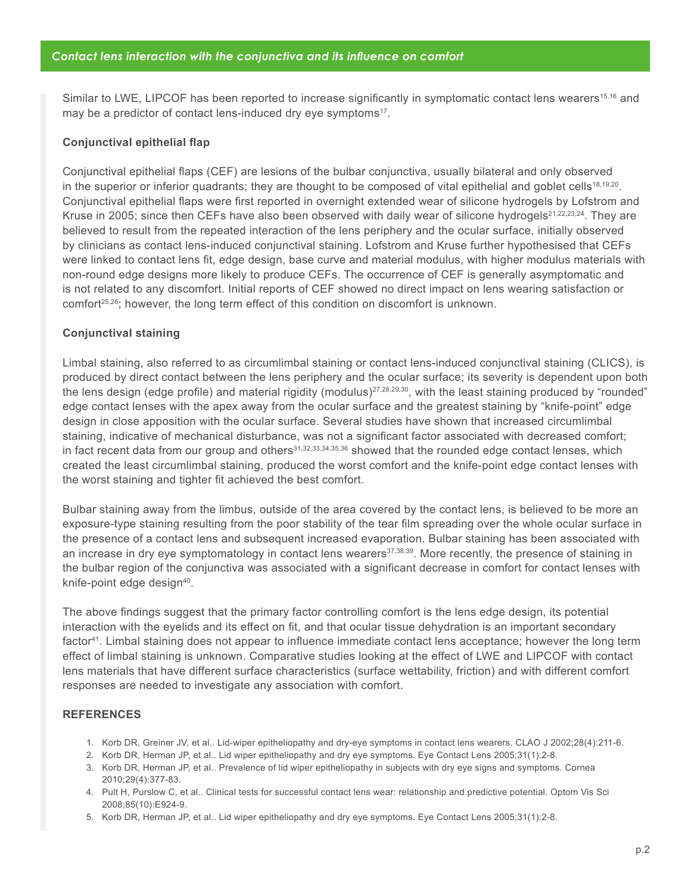Similar to LWE, LIPCOF has been reported to increase significantly in symptomatic contact lens wearers[15,16] and may be a predictor of contact lens-induced dry eye symptoms[17].

### Conjunctival epithelial flap

Conjunctival epithelial flaps (CEF) are lesions of the bulbar conjunctiva, usually bilateral and only observed in the superior or inferior quadrants; they are thought to be composed of vital epithelial and goblet cells[18,19,20]. Conjunctival epithelial flaps were first reported in overnight extended wear of silicone hydrogels by Lofstrom and Kruse in 2005; since then CEFs have also been observed with daily wear of silicone hydrogels[21,22,23,24]. They are believed to result from the repeated interaction of the lens periphery and the ocular surface, initially observed by clinicians as contact lens-induced conjunctival staining. Lofstrom and Kruse further hypothesised that CEFs were linked to contact lens fit, edge design, base curve and material modulus, with higher modulus materials with non-round edge designs more likely to produce CEFs. The occurrence of CEF is generally asymptomatic and is not related to any discomfort. Initial reports of CEF showed no direct impact on lens wearing satisfaction or comfort[25,26]; however, the long term effect of this condition on discomfort is unknown.

### Conjunctival staining

Limbal staining, also referred to as circumlimbal staining or contact lens-induced conjunctival staining (CLICS), is produced by direct contact between the lens periphery and the ocular surface; its severity is dependent upon both the lens design (edge profile) and material rigidity (modulus)[27,28,29,30], with the least staining produced by "rounded" edge contact lenses with the apex away from the ocular surface and the greatest staining by "knife-point" edge design in close apposition with the ocular surface. Several studies have shown that increased circumlimbal staining, indicative of mechanical disturbance, was not a significant factor associated with decreased comfort; in fact recent data from our group and others[31,32,33,34,35,36] showed that the rounded edge contact lenses, which created the least circumlimbal staining, produced the worst comfort and the knife-point edge contact lenses with the worst staining and tighter fit achieved the best comfort.

Bulbar staining away from the limbus, outside of the area covered by the contact lens, is believed to be more an exposure-type staining resulting from the poor stability of the tear film spreading over the whole ocular surface in the presence of a contact lens and subsequent increased evaporation. Bulbar staining has been associated with an increase in dry eye symptomatology in contact lens wearers[37,38,39]. More recently, the presence of staining in the bulbar region of the conjunctiva was associated with a significant decrease in comfort for contact lenses with knife-point edge design[40].

The above findings suggest that the primary factor controlling comfort is the lens edge design, its potential interaction with the eyelids and its effect on fit, and that ocular tissue dehydration is an important secondary factor[41]. Limbal staining does not appear to influence immediate contact lens acceptance; however the long term effect of limbal staining is unknown. Comparative studies looking at the effect of LWE and LIPCOF with contact lens materials that have different surface characteristics (surface wettability, friction) and with different comfort responses are needed to investigate any association with comfort.

### REFERENCES

1. Korb DR, Greiner JV, et al.. Lid-wiper epitheliopathy and dry-eye symptoms in contact lens wearers. CLAO J 2002;28(4):211-6.
2. Korb DR, Herman JP, et al.. Lid wiper epitheliopathy and dry eye symptoms. Eye Contact Lens 2005;31(1):2-8.
3. Korb DR, Herman JP, et al.. Prevalence of lid wiper epitheliopathy in subjects with dry eye signs and symptoms. Cornea 2010;29(4):377-83.
4. Pult H, Purslow C, et al.. Clinical tests for successful contact lens wear: relationship and predictive potential. Optom Vis Sci 2008;85(10):E924-9.
5. Korb DR, Herman JP, et al.. Lid wiper epitheliopathy and dry eye symptoms. Eye Contact Lens 2005;31(1):2-8.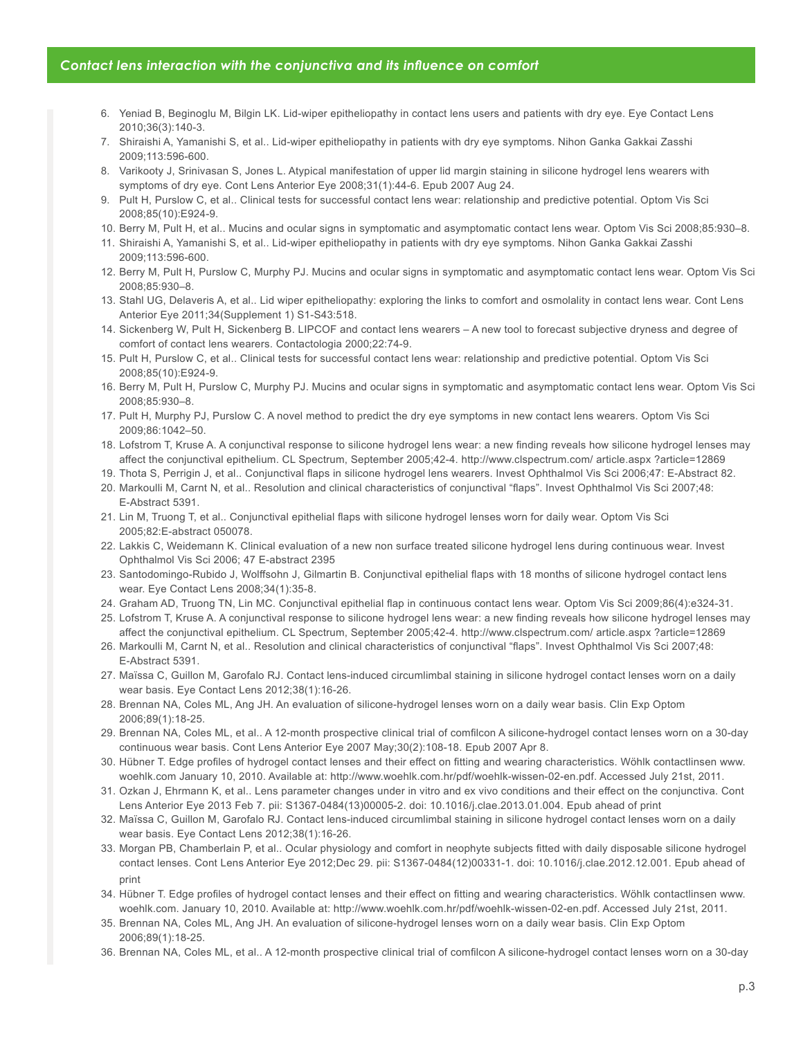6. Yeniad B, Beginoglu M, Bilgin LK. Lid-wiper epitheliopathy in contact lens users and patients with dry eye. Eye Contact Lens 2010;36(3):140-3.
7. Shiraishi A, Yamanishi S, et al.. Lid-wiper epitheliopathy in patients with dry eye symptoms. Nihon Ganka Gakkai Zasshi 2009;113:596-600.
8. Varikooty J, Srinivasan S, Jones L. Atypical manifestation of upper lid margin staining in silicone hydrogel lens wearers with symptoms of dry eye. Cont Lens Anterior Eye 2008;31(1):44-6. Epub 2007 Aug 24.
9. Pult H, Purslow C, et al.. Clinical tests for successful contact lens wear: relationship and predictive potential. Optom Vis Sci 2008;85(10):E924-9.
10. Berry M, Pult H, et al.. Mucins and ocular signs in symptomatic and asymptomatic contact lens wear. Optom Vis Sci 2008;85:930–8.
11. Shiraishi A, Yamanishi S, et al.. Lid-wiper epitheliopathy in patients with dry eye symptoms. Nihon Ganka Gakkai Zasshi 2009;113:596-600.
12. Berry M, Pult H, Purslow C, Murphy PJ. Mucins and ocular signs in symptomatic and asymptomatic contact lens wear. Optom Vis Sci 2008;85:930–8.
13. Stahl UG, Delaveris A, et al.. Lid wiper epitheliopathy: exploring the links to comfort and osmolality in contact lens wear. Cont Lens Anterior Eye 2011;34(Supplement 1) S1-S43:518.
14. Sickenberg W, Pult H, Sickenberg B. LIPCOF and contact lens wearers – A new tool to forecast subjective dryness and degree of comfort of contact lens wearers. Contactologia 2000;22:74-9.
15. Pult H, Purslow C, et al.. Clinical tests for successful contact lens wear: relationship and predictive potential. Optom Vis Sci 2008;85(10):E924-9.
16. Berry M, Pult H, Purslow C, Murphy PJ. Mucins and ocular signs in symptomatic and asymptomatic contact lens wear. Optom Vis Sci 2008;85:930–8.
17. Pult H, Murphy PJ, Purslow C. A novel method to predict the dry eye symptoms in new contact lens wearers. Optom Vis Sci 2009;86:1042–50.
18. Lofstrom T, Kruse A. A conjunctival response to silicone hydrogel lens wear: a new finding reveals how silicone hydrogel lenses may affect the conjunctival epithelium. CL Spectrum, September 2005;42-4. http://www.clspectrum.com/ article.aspx ?article=12869
19. Thota S, Perrigin J, et al.. Conjunctival flaps in silicone hydrogel lens wearers. Invest Ophthalmol Vis Sci 2006;47: E-Abstract 82.
20. Markoulli M, Carnt N, et al.. Resolution and clinical characteristics of conjunctival "flaps". Invest Ophthalmol Vis Sci 2007;48: E-Abstract 5391.
21. Lin M, Truong T, et al.. Conjunctival epithelial flaps with silicone hydrogel lenses worn for daily wear. Optom Vis Sci 2005;82:E-abstract 050078.
22. Lakkis C, Weidemann K. Clinical evaluation of a new non surface treated silicone hydrogel lens during continuous wear. Invest Ophthalmol Vis Sci 2006; 47 E-abstract 2395
23. Santodomingo-Rubido J, Wolffsohn J, Gilmartin B. Conjunctival epithelial flaps with 18 months of silicone hydrogel contact lens wear. Eye Contact Lens 2008;34(1):35-8.
24. Graham AD, Truong TN, Lin MC. Conjunctival epithelial flap in continuous contact lens wear. Optom Vis Sci 2009;86(4):e324-31.
25. Lofstrom T, Kruse A. A conjunctival response to silicone hydrogel lens wear: a new finding reveals how silicone hydrogel lenses may affect the conjunctival epithelium. CL Spectrum, September 2005;42-4. http://www.clspectrum.com/ article.aspx ?article=12869
26. Markoulli M, Carnt N, et al.. Resolution and clinical characteristics of conjunctival "flaps". Invest Ophthalmol Vis Sci 2007;48: E-Abstract 5391.
27. Maïssa C, Guillon M, Garofalo RJ. Contact lens-induced circumlimbal staining in silicone hydrogel contact lenses worn on a daily wear basis. Eye Contact Lens 2012;38(1):16-26.
28. Brennan NA, Coles ML, Ang JH. An evaluation of silicone-hydrogel lenses worn on a daily wear basis. Clin Exp Optom 2006;89(1):18-25.
29. Brennan NA, Coles ML, et al.. A 12-month prospective clinical trial of comfilcon A silicone-hydrogel contact lenses worn on a 30-day continuous wear basis. Cont Lens Anterior Eye 2007 May;30(2):108-18. Epub 2007 Apr 8.
30. Hübner T. Edge profiles of hydrogel contact lenses and their effect on fitting and wearing characteristics. Wöhlk contactlinsen www.woehlk.com January 10, 2010. Available at: http://www.woehlk.com.hr/pdf/woehlk-wissen-02-en.pdf. Accessed July 21st, 2011.
31. Ozkan J, Ehrmann K, et al.. Lens parameter changes under in vitro and ex vivo conditions and their effect on the conjunctiva. Cont Lens Anterior Eye 2013 Feb 7. pii: S1367-0484(13)00005-2. doi: 10.1016/j.clae.2013.01.004. Epub ahead of print
32. Maïssa C, Guillon M, Garofalo RJ. Contact lens-induced circumlimbal staining in silicone hydrogel contact lenses worn on a daily wear basis. Eye Contact Lens 2012;38(1):16-26.
33. Morgan PB, Chamberlain P, et al.. Ocular physiology and comfort in neophyte subjects fitted with daily disposable silicone hydrogel contact lenses. Cont Lens Anterior Eye 2012;Dec 29. pii: S1367-0484(12)00331-1. doi: 10.1016/j.clae.2012.12.001. Epub ahead of print
34. Hübner T. Edge profiles of hydrogel contact lenses and their effect on fitting and wearing characteristics. Wöhlk contactlinsen www.woehlk.com. January 10, 2010. Available at: http://www.woehlk.com.hr/pdf/woehlk-wissen-02-en.pdf. Accessed July 21st, 2011.
35. Brennan NA, Coles ML, Ang JH. An evaluation of silicone-hydrogel lenses worn on a daily wear basis. Clin Exp Optom 2006;89(1):18-25.
36. Brennan NA, Coles ML, et al.. A 12-month prospective clinical trial of comfilcon A silicone-hydrogel contact lenses worn on a 30-day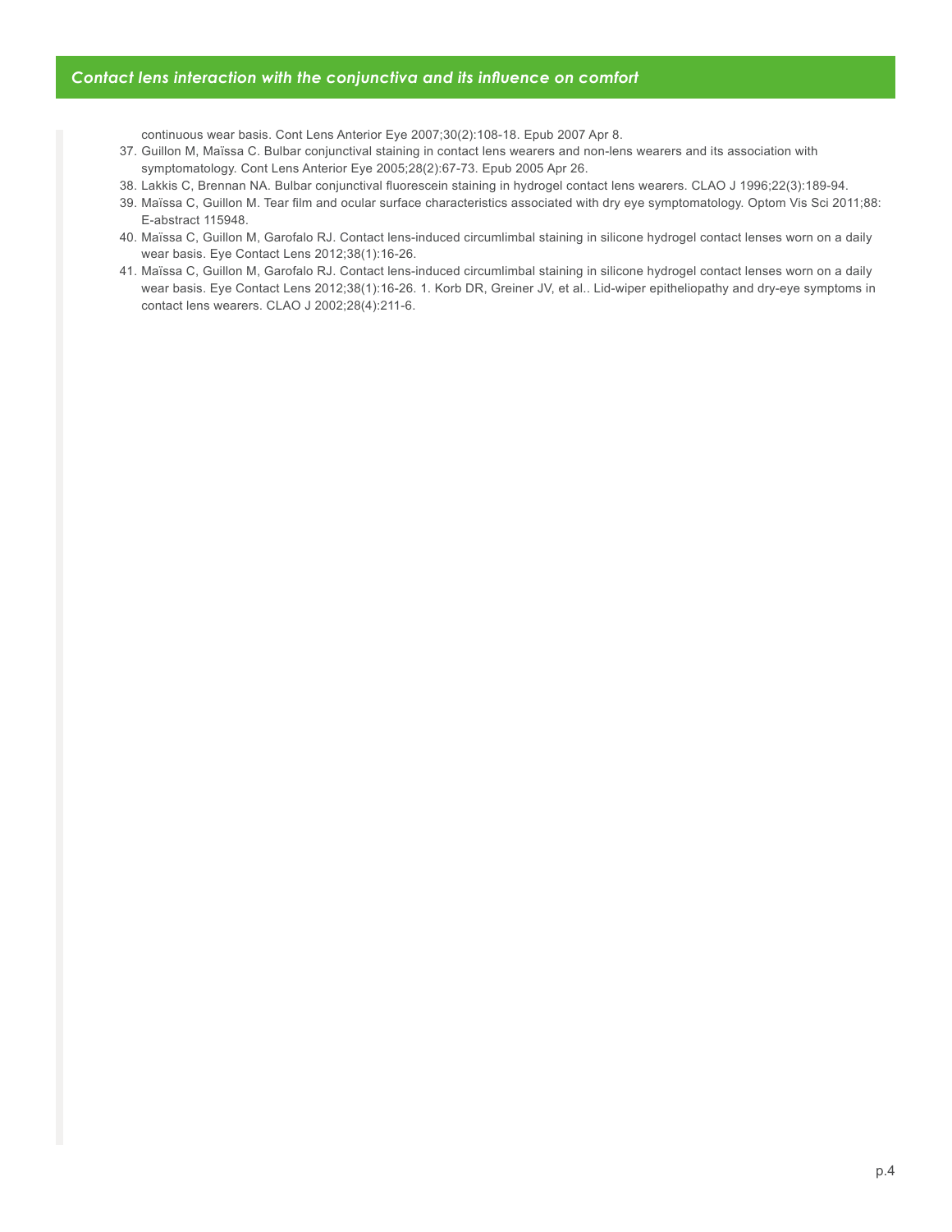continuous wear basis. Cont Lens Anterior Eye 2007;30(2):108-18. Epub 2007 Apr 8.

37. Guillon M, Maïssa C. Bulbar conjunctival staining in contact lens wearers and non-lens wearers and its association with symptomatology. Cont Lens Anterior Eye 2005;28(2):67-73. Epub 2005 Apr 26.
38. Lakkis C, Brennan NA. Bulbar conjunctival fluorescein staining in hydrogel contact lens wearers. CLAO J 1996;22(3):189-94.
39. Maïssa C, Guillon M. Tear film and ocular surface characteristics associated with dry eye symptomatology. Optom Vis Sci 2011;88: E-abstract 115948.
40. Maïssa C, Guillon M, Garofalo RJ. Contact lens-induced circumlimbal staining in silicone hydrogel contact lenses worn on a daily wear basis. Eye Contact Lens 2012;38(1):16-26.
41. Maïssa C, Guillon M, Garofalo RJ. Contact lens-induced circumlimbal staining in silicone hydrogel contact lenses worn on a daily wear basis. Eye Contact Lens 2012;38(1):16-26. 1. Korb DR, Greiner JV, et al.. Lid-wiper epitheliopathy and dry-eye symptoms in contact lens wearers. CLAO J 2002;28(4):211-6.